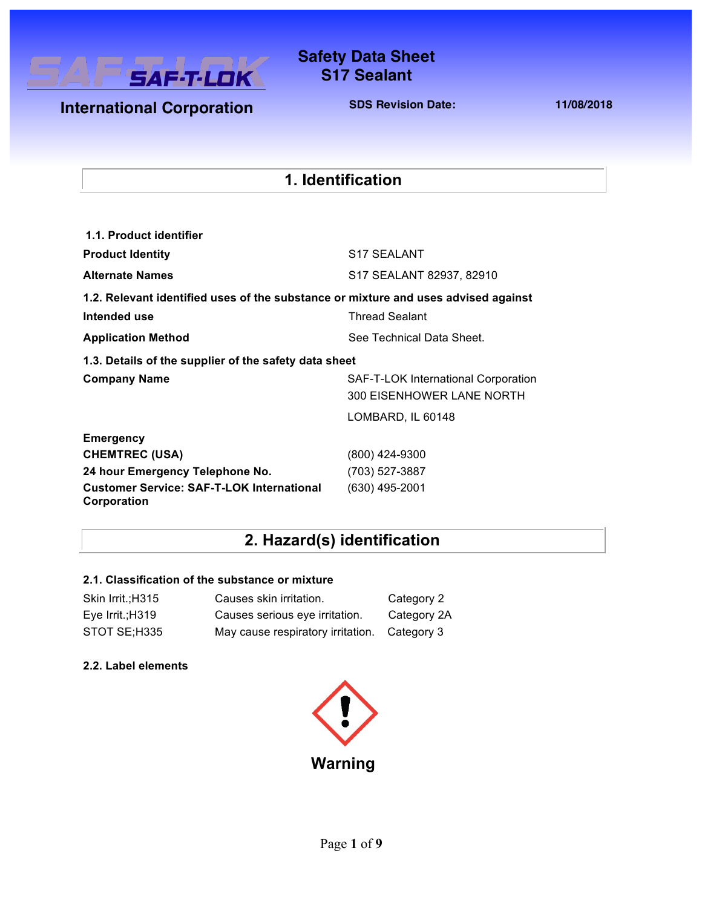SAF-T-LOK International Corporation

# Safety Data Sheet
# S17 Sealant

**SDS Revision Date:** **11/08/2018**

## 1. Identification

### 1.1. Product identifier

| | |
|---|---|
| **Product Identity** | S17 SEALANT |
| **Alternate Names** | S17 SEALANT 82937, 82910 |

### 1.2. Relevant identified uses of the substance or mixture and uses advised against

| | |
|---|---|
| **Intended use** | Thread Sealant |
| **Application Method** | See Technical Data Sheet. |

### 1.3. Details of the supplier of the safety data sheet

| | |
|---|---|
| **Company Name** | SAF-T-LOK International Corporation<br>300 EISENHOWER LANE NORTH<br>LOMBARD, IL 60148 |
| **Emergency** | |
| **CHEMTREC (USA)** | (800) 424-9300 |
| **24 hour Emergency Telephone No.** | (703) 527-3887 |
| **Customer Service: SAF-T-LOK International Corporation** | (630) 495-2001 |

## 2. Hazard(s) identification

### 2.1. Classification of the substance or mixture

| | | |
|---|---|---|
| Skin Irrit.;H315 | Causes skin irritation. | Category 2 |
| Eye Irrit.;H319 | Causes serious eye irritation. | Category 2A |
| STOT SE;H335 | May cause respiratory irritation. | Category 3 |

### 2.2. Label elements

**Warning**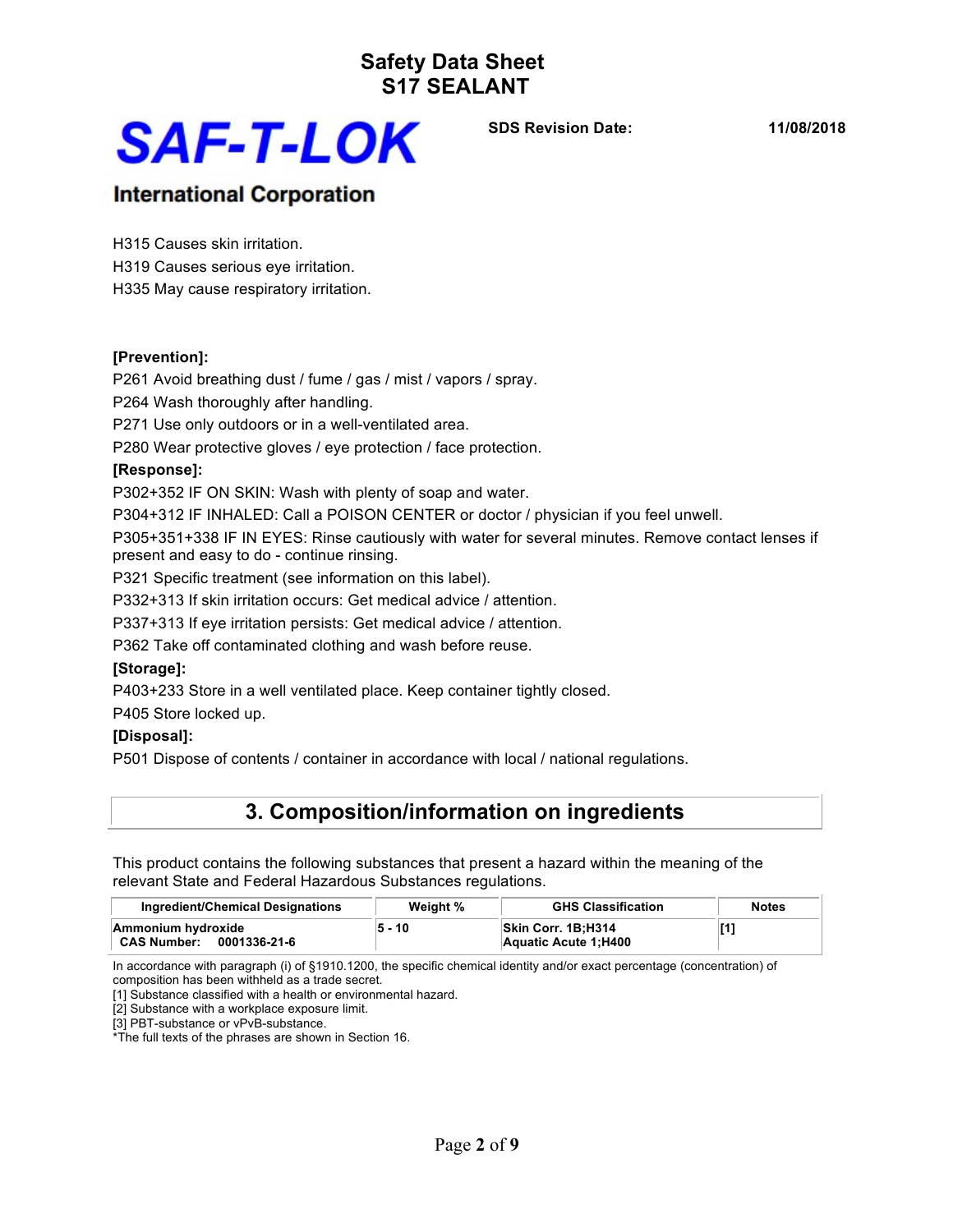H315 Causes skin irritation.

H319 Causes serious eye irritation.

H335 May cause respiratory irritation.

**[Prevention]:**

P261 Avoid breathing dust / fume / gas / mist / vapors / spray.

P264 Wash thoroughly after handling.

P271 Use only outdoors or in a well-ventilated area.

P280 Wear protective gloves / eye protection / face protection.

**[Response]:**

P302+352 IF ON SKIN: Wash with plenty of soap and water.

P304+312 IF INHALED: Call a POISON CENTER or doctor / physician if you feel unwell.

P305+351+338 IF IN EYES: Rinse cautiously with water for several minutes. Remove contact lenses if present and easy to do - continue rinsing.

P321 Specific treatment (see information on this label).

P332+313 If skin irritation occurs: Get medical advice / attention.

P337+313 If eye irritation persists: Get medical advice / attention.

P362 Take off contaminated clothing and wash before reuse.

**[Storage]:**

P403+233 Store in a well ventilated place. Keep container tightly closed.

P405 Store locked up.

**[Disposal]:**

P501 Dispose of contents / container in accordance with local / national regulations.

## 3. Composition/information on ingredients

This product contains the following substances that present a hazard within the meaning of the relevant State and Federal Hazardous Substances regulations.

| Ingredient/Chemical Designations | Weight % | GHS Classification | Notes |
|---|---|---|---|
| **Ammonium hydroxide**<br>**CAS Number: 0001336-21-6** | **5 - 10** | **Skin Corr. 1B;H314**<br>**Aquatic Acute 1;H400** | **[1]** |

In accordance with paragraph (i) of §1910.1200, the specific chemical identity and/or exact percentage (concentration) of composition has been withheld as a trade secret.

[1] Substance classified with a health or environmental hazard.

[2] Substance with a workplace exposure limit.

[3] PBT-substance or vPvB-substance.

*The full texts of the phrases are shown in Section 16.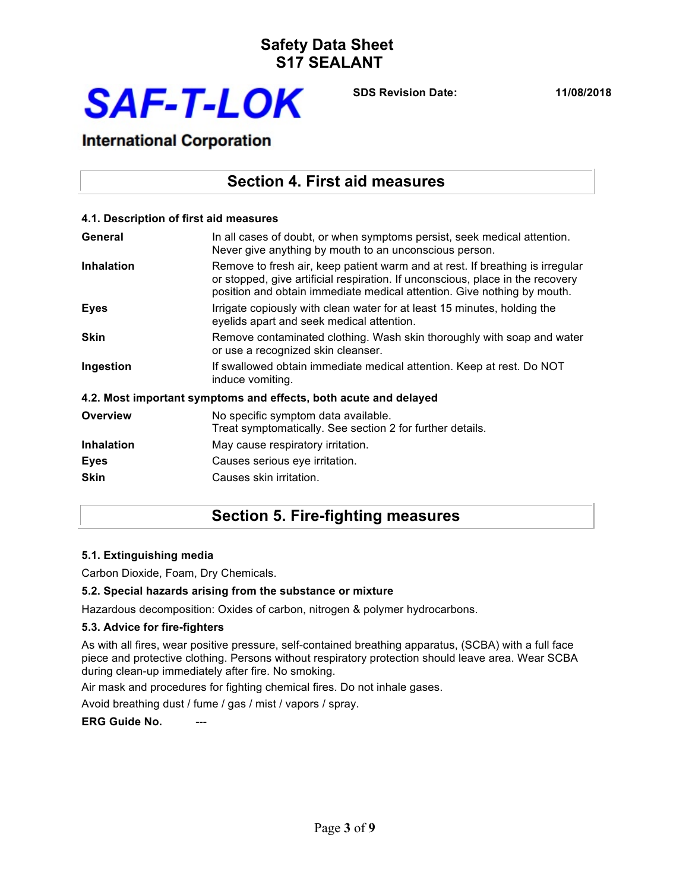## Section 4. First aid measures

### 4.1. Description of first aid measures

| | |
|---|---|
| **General** | In all cases of doubt, or when symptoms persist, seek medical attention. Never give anything by mouth to an unconscious person. |
| **Inhalation** | Remove to fresh air, keep patient warm and at rest. If breathing is irregular or stopped, give artificial respiration. If unconscious, place in the recovery position and obtain immediate medical attention. Give nothing by mouth. |
| **Eyes** | Irrigate copiously with clean water for at least 15 minutes, holding the eyelids apart and seek medical attention. |
| **Skin** | Remove contaminated clothing. Wash skin thoroughly with soap and water or use a recognized skin cleanser. |
| **Ingestion** | If swallowed obtain immediate medical attention. Keep at rest. Do NOT induce vomiting. |

### 4.2. Most important symptoms and effects, both acute and delayed

| | |
|---|---|
| **Overview** | No specific symptom data available.<br>Treat symptomatically. See section 2 for further details. |
| **Inhalation** | May cause respiratory irritation. |
| **Eyes** | Causes serious eye irritation. |
| **Skin** | Causes skin irritation. |

## Section 5. Fire-fighting measures

### 5.1. Extinguishing media

Carbon Dioxide, Foam, Dry Chemicals.

### 5.2. Special hazards arising from the substance or mixture

Hazardous decomposition: Oxides of carbon, nitrogen & polymer hydrocarbons.

### 5.3. Advice for fire-fighters

As with all fires, wear positive pressure, self-contained breathing apparatus, (SCBA) with a full face piece and protective clothing. Persons without respiratory protection should leave area. Wear SCBA during clean-up immediately after fire. No smoking.

Air mask and procedures for fighting chemical fires. Do not inhale gases.

Avoid breathing dust / fume / gas / mist / vapors / spray.

**ERG Guide No.** ---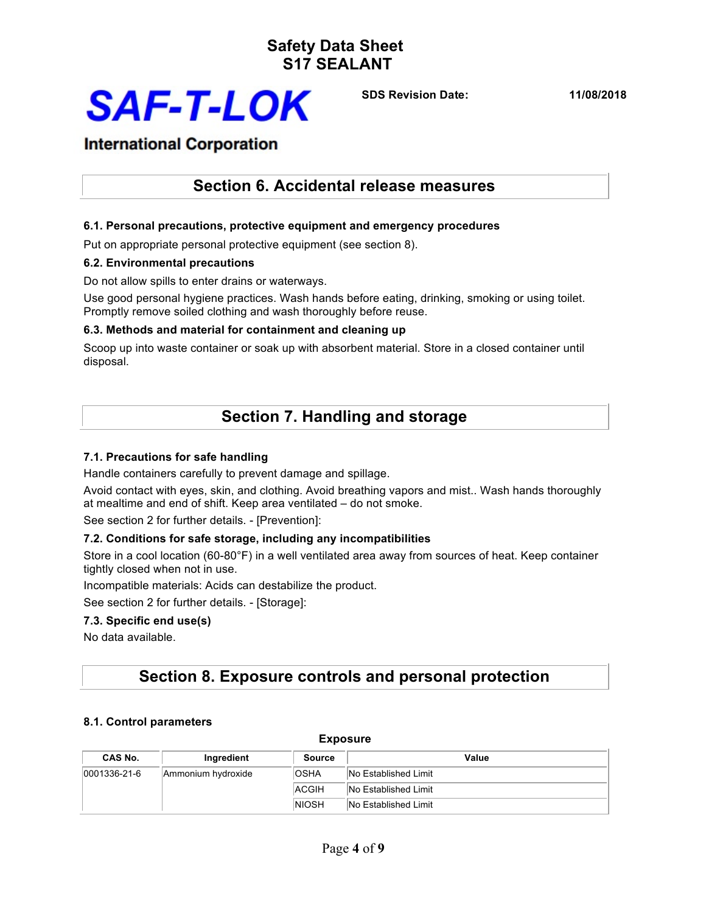## Section 6. Accidental release measures

### 6.1. Personal precautions, protective equipment and emergency procedures

Put on appropriate personal protective equipment (see section 8).

### 6.2. Environmental precautions

Do not allow spills to enter drains or waterways.

Use good personal hygiene practices. Wash hands before eating, drinking, smoking or using toilet. Promptly remove soiled clothing and wash thoroughly before reuse.

### 6.3. Methods and material for containment and cleaning up

Scoop up into waste container or soak up with absorbent material. Store in a closed container until disposal.

## Section 7. Handling and storage

### 7.1. Precautions for safe handling

Handle containers carefully to prevent damage and spillage.

Avoid contact with eyes, skin, and clothing. Avoid breathing vapors and mist.. Wash hands thoroughly at mealtime and end of shift. Keep area ventilated – do not smoke.

See section 2 for further details. - [Prevention]:

### 7.2. Conditions for safe storage, including any incompatibilities

Store in a cool location (60-80°F) in a well ventilated area away from sources of heat. Keep container tightly closed when not in use.

Incompatible materials: Acids can destabilize the product.

See section 2 for further details. - [Storage]:

### 7.3. Specific end use(s)

No data available.

## Section 8. Exposure controls and personal protection

### 8.1. Control parameters

**Exposure**

| CAS No. | Ingredient | Source | Value |
|---|---|---|---|
| 0001336-21-6 | Ammonium hydroxide | OSHA | No Established Limit |
| | | ACGIH | No Established Limit |
| | | NIOSH | No Established Limit |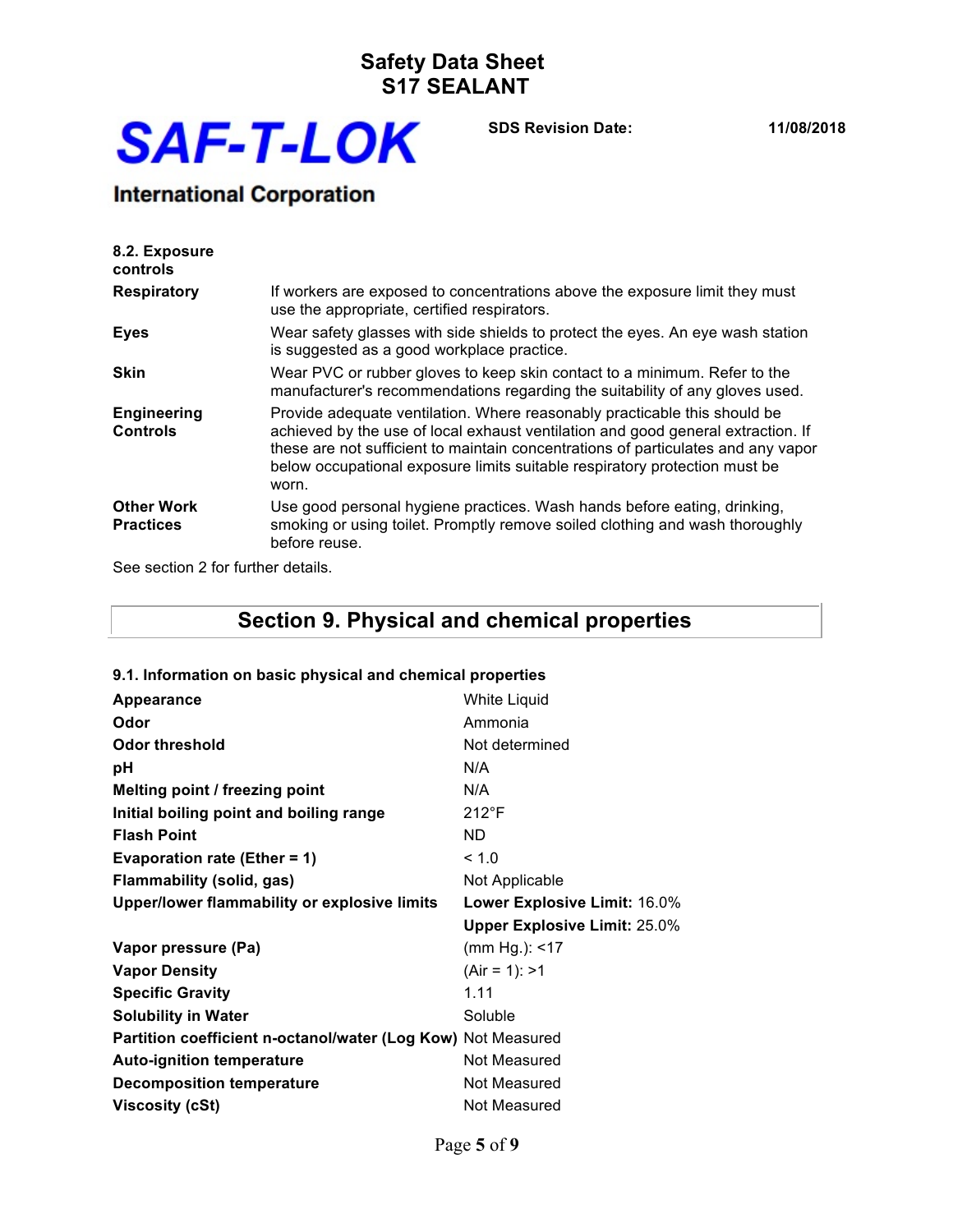### 8.2. Exposure controls

| | |
|---|---|
| **Respiratory** | If workers are exposed to concentrations above the exposure limit they must use the appropriate, certified respirators. |
| **Eyes** | Wear safety glasses with side shields to protect the eyes. An eye wash station is suggested as a good workplace practice. |
| **Skin** | Wear PVC or rubber gloves to keep skin contact to a minimum. Refer to the manufacturer's recommendations regarding the suitability of any gloves used. |
| **Engineering Controls** | Provide adequate ventilation. Where reasonably practicable this should be achieved by the use of local exhaust ventilation and good general extraction. If these are not sufficient to maintain concentrations of particulates and any vapor below occupational exposure limits suitable respiratory protection must be worn. |
| **Other Work Practices** | Use good personal hygiene practices. Wash hands before eating, drinking, smoking or using toilet. Promptly remove soiled clothing and wash thoroughly before reuse. |

See section 2 for further details.

## Section 9. Physical and chemical properties

### 9.1. Information on basic physical and chemical properties

| | |
|---|---|
| **Appearance** | White Liquid |
| **Odor** | Ammonia |
| **Odor threshold** | Not determined |
| **pH** | N/A |
| **Melting point / freezing point** | N/A |
| **Initial boiling point and boiling range** | 212°F |
| **Flash Point** | ND |
| **Evaporation rate (Ether = 1)** | < 1.0 |
| **Flammability (solid, gas)** | Not Applicable |
| **Upper/lower flammability or explosive limits** | **Lower Explosive Limit:** 16.0% |
| | **Upper Explosive Limit:** 25.0% |
| **Vapor pressure (Pa)** | (mm Hg.): <17 |
| **Vapor Density** | (Air = 1): >1 |
| **Specific Gravity** | 1.11 |
| **Solubility in Water** | Soluble |
| **Partition coefficient n-octanol/water (Log Kow)** | Not Measured |
| **Auto-ignition temperature** | Not Measured |
| **Decomposition temperature** | Not Measured |
| **Viscosity (cSt)** | Not Measured |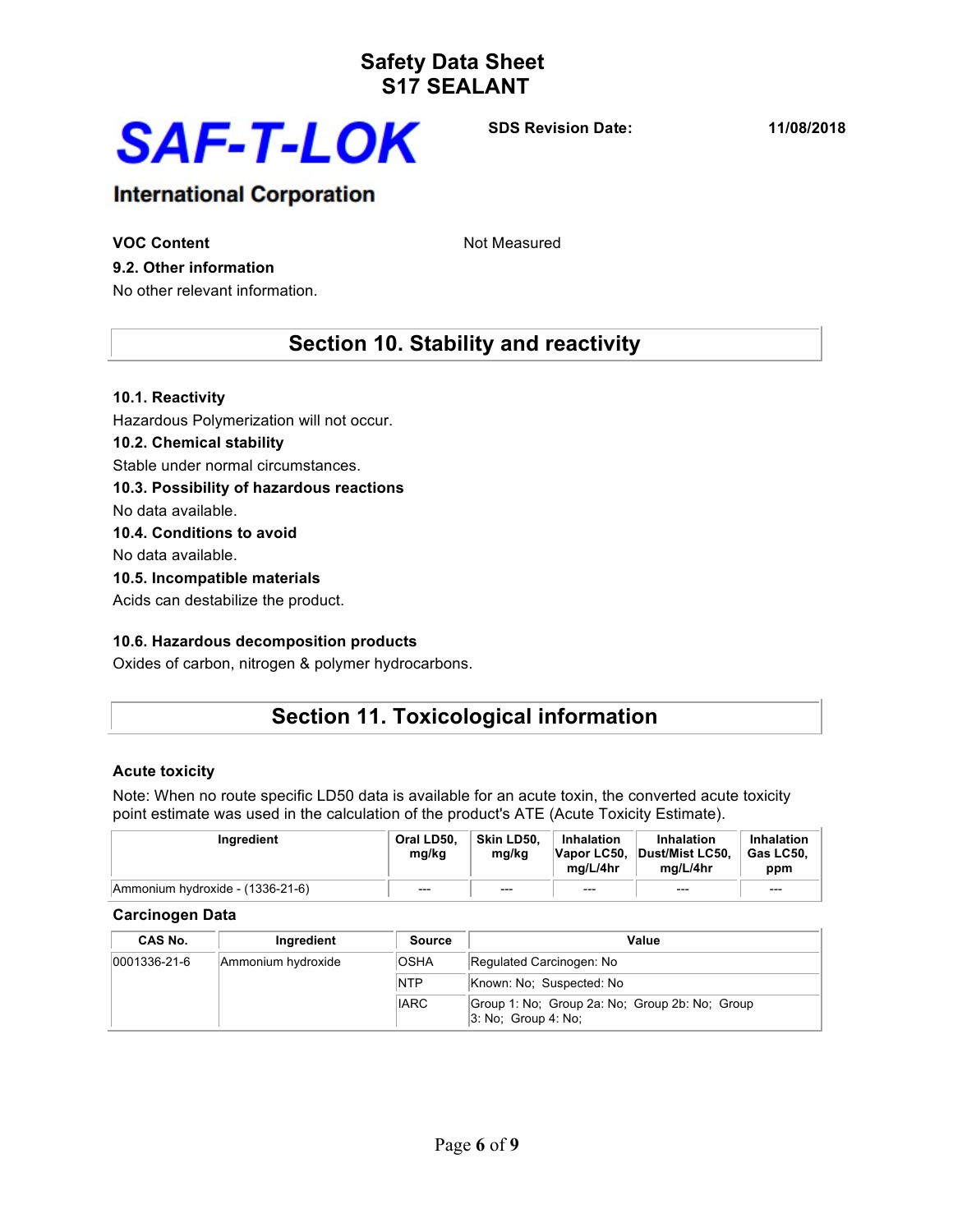**VOC Content** Not Measured

**9.2. Other information**

No other relevant information.

## Section 10. Stability and reactivity

**10.1. Reactivity**

Hazardous Polymerization will not occur.

**10.2. Chemical stability**

Stable under normal circumstances.

**10.3. Possibility of hazardous reactions**

No data available.

**10.4. Conditions to avoid**

No data available.

**10.5. Incompatible materials**

Acids can destabilize the product.

**10.6. Hazardous decomposition products**

Oxides of carbon, nitrogen & polymer hydrocarbons.

## Section 11. Toxicological information

**Acute toxicity**

Note: When no route specific LD50 data is available for an acute toxin, the converted acute toxicity point estimate was used in the calculation of the product's ATE (Acute Toxicity Estimate).

| Ingredient | Oral LD50, mg/kg | Skin LD50, mg/kg | Inhalation Vapor LC50, mg/L/4hr | Inhalation Dust/Mist LC50, mg/L/4hr | Inhalation Gas LC50, ppm |
|---|---|---|---|---|---|
| Ammonium hydroxide - (1336-21-6) | --- | --- | --- | --- | --- |

**Carcinogen Data**

| CAS No. | Ingredient | Source | Value |
|---|---|---|---|
| 0001336-21-6 | Ammonium hydroxide | OSHA | Regulated Carcinogen: No |
| | | NTP | Known: No; Suspected: No |
| | | IARC | Group 1: No; Group 2a: No; Group 2b: No; Group 3: No; Group 4: No; |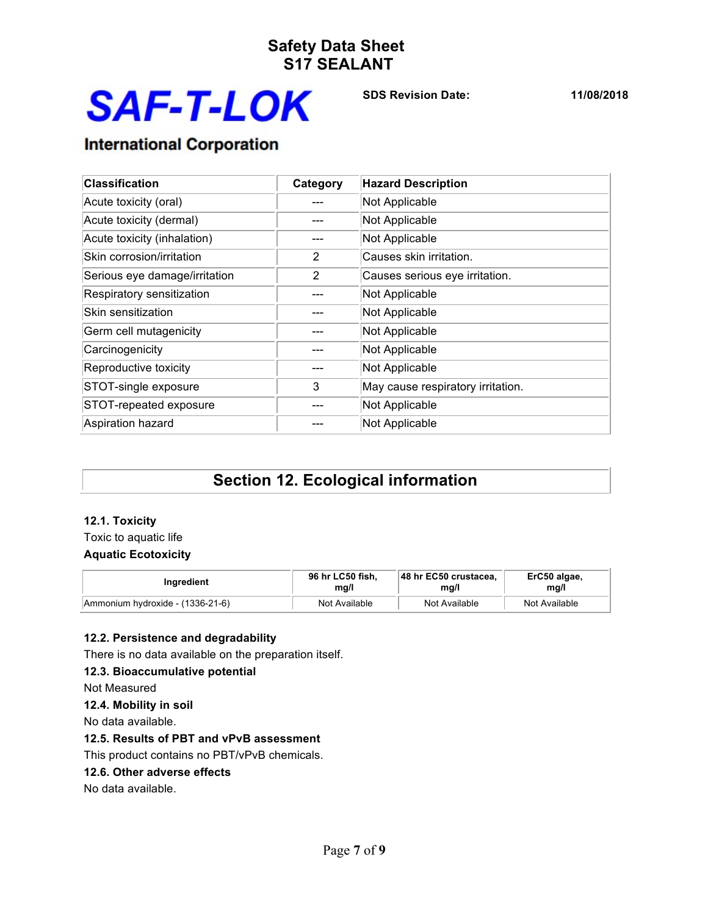| Classification | Category | Hazard Description |
|---|---|---|
| Acute toxicity (oral) | --- | Not Applicable |
| Acute toxicity (dermal) | --- | Not Applicable |
| Acute toxicity (inhalation) | --- | Not Applicable |
| Skin corrosion/irritation | 2 | Causes skin irritation. |
| Serious eye damage/irritation | 2 | Causes serious eye irritation. |
| Respiratory sensitization | --- | Not Applicable |
| Skin sensitization | --- | Not Applicable |
| Germ cell mutagenicity | --- | Not Applicable |
| Carcinogenicity | --- | Not Applicable |
| Reproductive toxicity | --- | Not Applicable |
| STOT-single exposure | 3 | May cause respiratory irritation. |
| STOT-repeated exposure | --- | Not Applicable |
| Aspiration hazard | --- | Not Applicable |

## Section 12. Ecological information

**12.1. Toxicity**

Toxic to aquatic life

**Aquatic Ecotoxicity**

| Ingredient | 96 hr LC50 fish, mg/l | 48 hr EC50 crustacea, mg/l | ErC50 algae, mg/l |
|---|---|---|---|
| Ammonium hydroxide - (1336-21-6) | Not Available | Not Available | Not Available |

**12.2. Persistence and degradability**

There is no data available on the preparation itself.

**12.3. Bioaccumulative potential**

Not Measured

**12.4. Mobility in soil**

No data available.

**12.5. Results of PBT and vPvB assessment**

This product contains no PBT/vPvB chemicals.

**12.6. Other adverse effects**

No data available.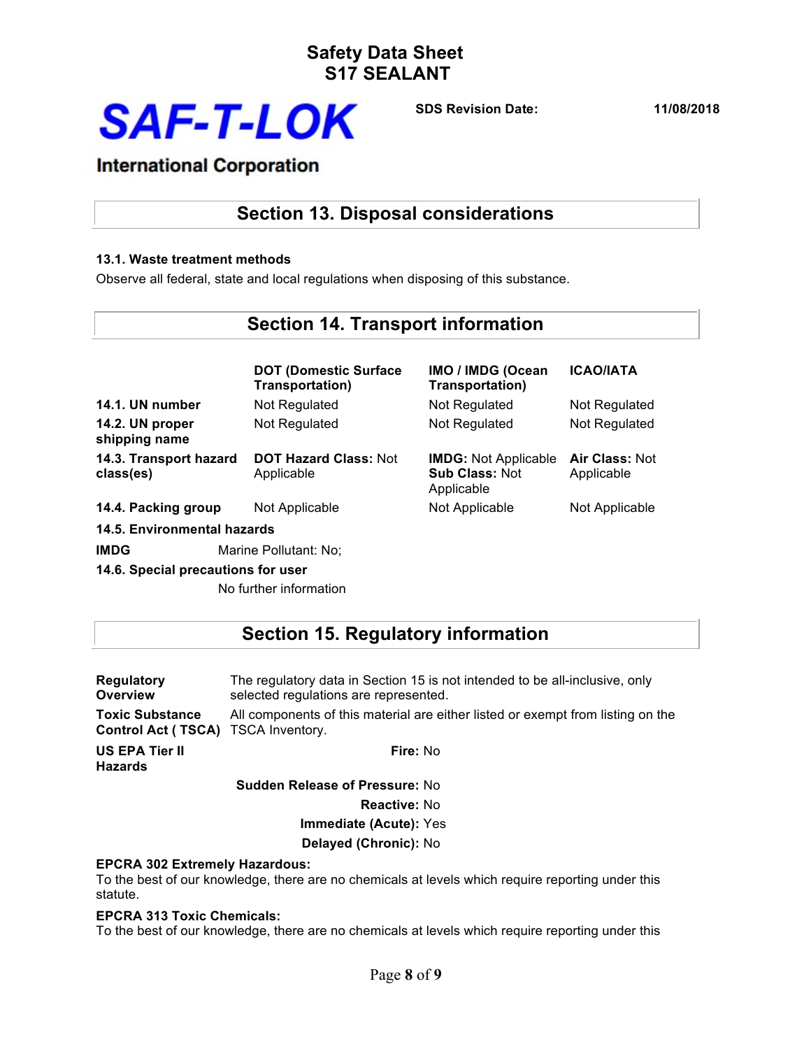## Section 13. Disposal considerations

**13.1. Waste treatment methods**

Observe all federal, state and local regulations when disposing of this substance.

## Section 14. Transport information

| | DOT (Domestic Surface Transportation) | IMO / IMDG (Ocean Transportation) | ICAO/IATA |
|---|---|---|---|
| **14.1. UN number** | Not Regulated | Not Regulated | Not Regulated |
| **14.2. UN proper shipping name** | Not Regulated | Not Regulated | Not Regulated |
| **14.3. Transport hazard class(es)** | **DOT Hazard Class:** Not Applicable | **IMDG:** Not Applicable **Sub Class:** Not Applicable | **Air Class:** Not Applicable |
| **14.4. Packing group** | Not Applicable | Not Applicable | Not Applicable |

**14.5. Environmental hazards**

**IMDG** Marine Pollutant: No;

**14.6. Special precautions for user**

No further information

## Section 15. Regulatory information

**Regulatory Overview** The regulatory data in Section 15 is not intended to be all-inclusive, only selected regulations are represented.

**Toxic Substance Control Act ( TSCA)** All components of this material are either listed or exempt from listing on the TSCA Inventory.

**US EPA Tier II Hazards**

**Fire:** No

**Sudden Release of Pressure:** No

**Reactive:** No

**Immediate (Acute):** Yes

**Delayed (Chronic):** No

**EPCRA 302 Extremely Hazardous:**

To the best of our knowledge, there are no chemicals at levels which require reporting under this statute.

**EPCRA 313 Toxic Chemicals:**

To the best of our knowledge, there are no chemicals at levels which require reporting under this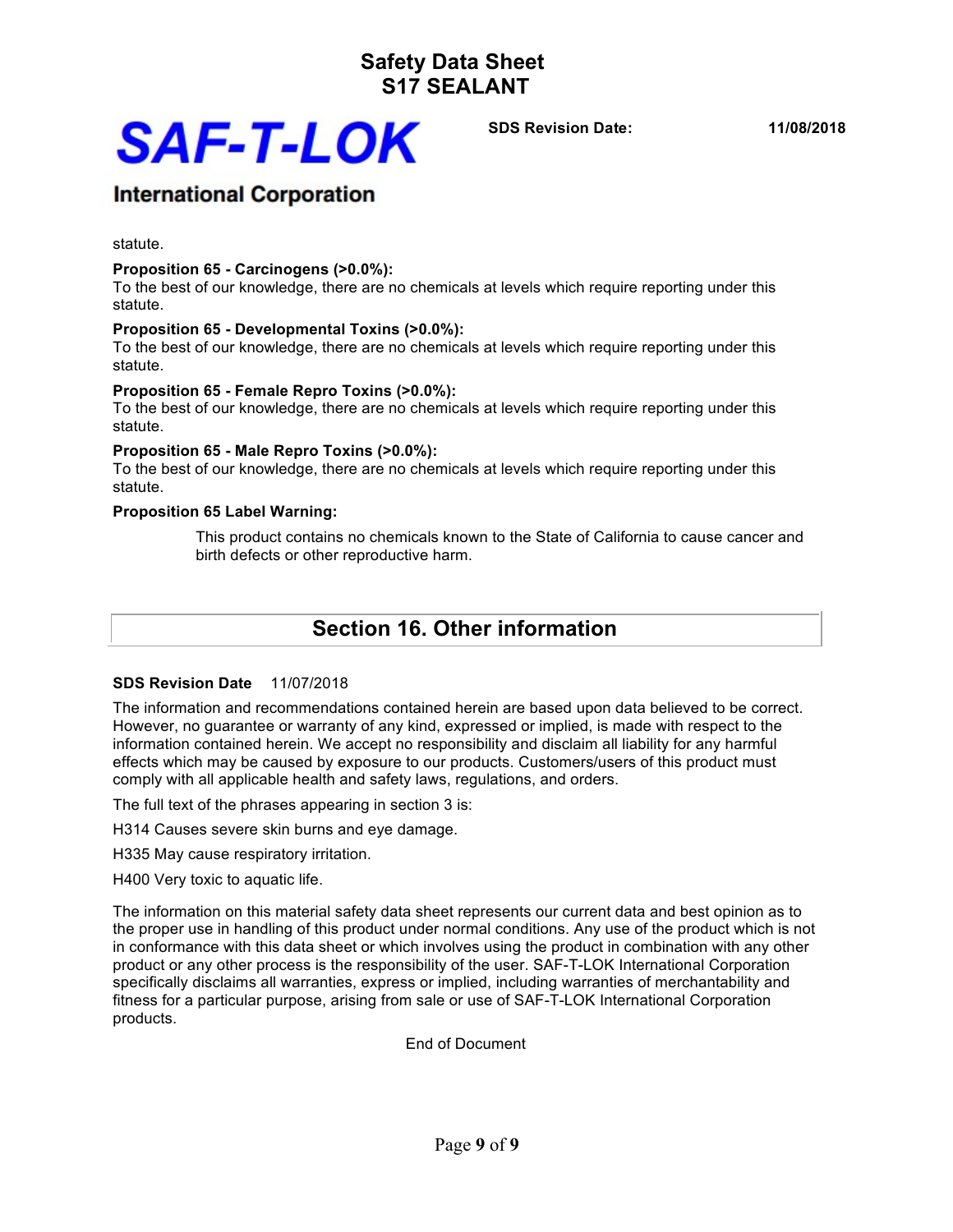statute.

**Proposition 65 - Carcinogens (>0.0%):**
To the best of our knowledge, there are no chemicals at levels which require reporting under this statute.

**Proposition 65 - Developmental Toxins (>0.0%):**
To the best of our knowledge, there are no chemicals at levels which require reporting under this statute.

**Proposition 65 - Female Repro Toxins (>0.0%):**
To the best of our knowledge, there are no chemicals at levels which require reporting under this statute.

**Proposition 65 - Male Repro Toxins (>0.0%):**
To the best of our knowledge, there are no chemicals at levels which require reporting under this statute.

**Proposition 65 Label Warning:**

This product contains no chemicals known to the State of California to cause cancer and birth defects or other reproductive harm.

## Section 16. Other information

**SDS Revision Date** 11/07/2018

The information and recommendations contained herein are based upon data believed to be correct. However, no guarantee or warranty of any kind, expressed or implied, is made with respect to the information contained herein. We accept no responsibility and disclaim all liability for any harmful effects which may be caused by exposure to our products. Customers/users of this product must comply with all applicable health and safety laws, regulations, and orders.

The full text of the phrases appearing in section 3 is:

H314 Causes severe skin burns and eye damage.

H335 May cause respiratory irritation.

H400 Very toxic to aquatic life.

The information on this material safety data sheet represents our current data and best opinion as to the proper use in handling of this product under normal conditions. Any use of the product which is not in conformance with this data sheet or which involves using the product in combination with any other product or any other process is the responsibility of the user. SAF-T-LOK International Corporation specifically disclaims all warranties, express or implied, including warranties of merchantability and fitness for a particular purpose, arising from sale or use of SAF-T-LOK International Corporation products.

End of Document